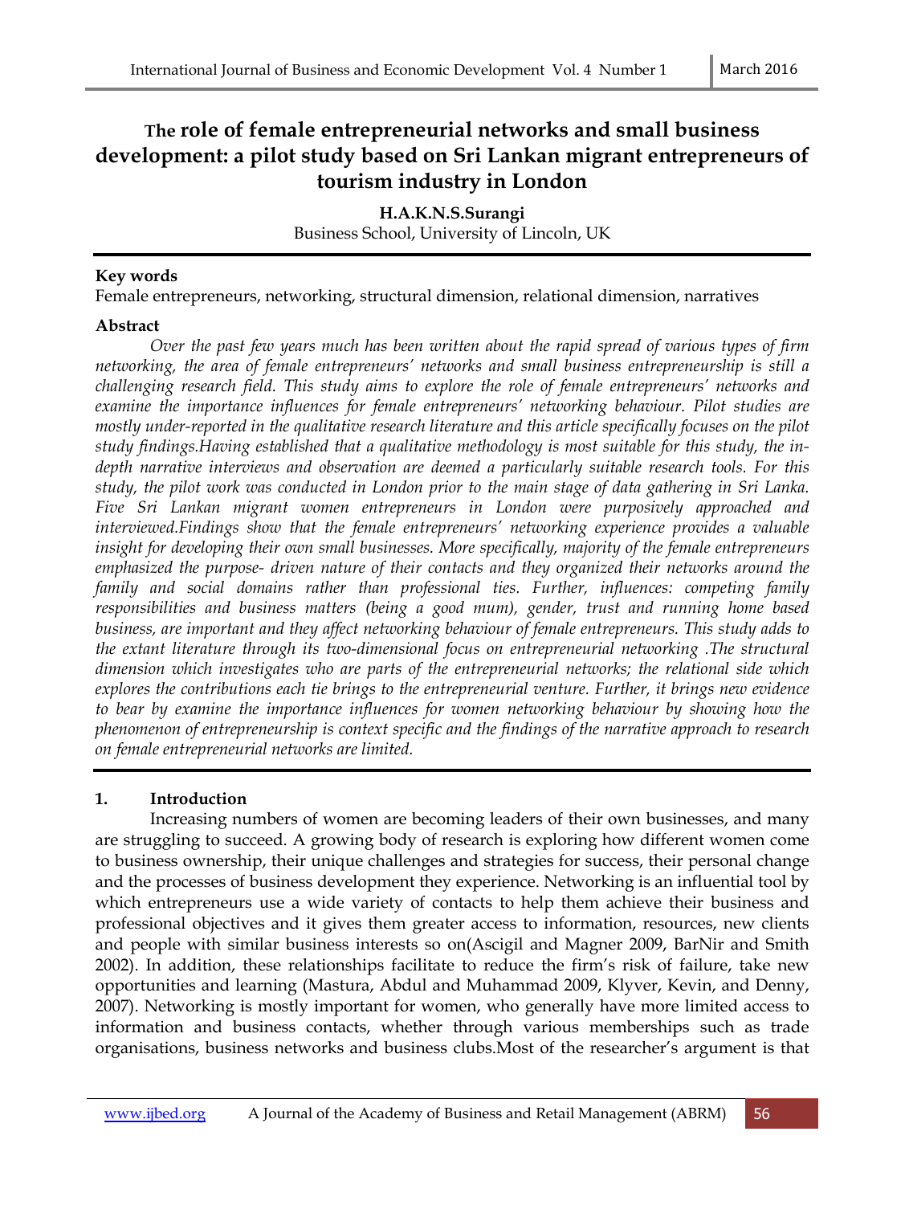# The role of female entrepreneurial networks and small business development: a pilot study based on Sri Lankan migrant entrepreneurs of tourism industry in London

**H.A.K.N.S.Surangi**
Business School, University of Lincoln, UK

**Key words**
Female entrepreneurs, networking, structural dimension, relational dimension, narratives

**Abstract**

*Over the past few years much has been written about the rapid spread of various types of firm networking, the area of female entrepreneurs' networks and small business entrepreneurship is still a challenging research field. This study aims to explore the role of female entrepreneurs' networks and examine the importance influences for female entrepreneurs' networking behaviour. Pilot studies are mostly under-reported in the qualitative research literature and this article specifically focuses on the pilot study findings.Having established that a qualitative methodology is most suitable for this study, the in-depth narrative interviews and observation are deemed a particularly suitable research tools. For this study, the pilot work was conducted in London prior to the main stage of data gathering in Sri Lanka. Five Sri Lankan migrant women entrepreneurs in London were purposively approached and interviewed.Findings show that the female entrepreneurs' networking experience provides a valuable insight for developing their own small businesses. More specifically, majority of the female entrepreneurs emphasized the purpose- driven nature of their contacts and they organized their networks around the family and social domains rather than professional ties. Further, influences: competing family responsibilities and business matters (being a good mum), gender, trust and running home based business, are important and they affect networking behaviour of female entrepreneurs. This study adds to the extant literature through its two-dimensional focus on entrepreneurial networking .The structural dimension which investigates who are parts of the entrepreneurial networks; the relational side which explores the contributions each tie brings to the entrepreneurial venture. Further, it brings new evidence to bear by examine the importance influences for women networking behaviour by showing how the phenomenon of entrepreneurship is context specific and the findings of the narrative approach to research on female entrepreneurial networks are limited.*

## 1. Introduction

Increasing numbers of women are becoming leaders of their own businesses, and many are struggling to succeed. A growing body of research is exploring how different women come to business ownership, their unique challenges and strategies for success, their personal change and the processes of business development they experience. Networking is an influential tool by which entrepreneurs use a wide variety of contacts to help them achieve their business and professional objectives and it gives them greater access to information, resources, new clients and people with similar business interests so on(Ascigil and Magner 2009, BarNir and Smith 2002). In addition, these relationships facilitate to reduce the firm's risk of failure, take new opportunities and learning (Mastura, Abdul and Muhammad 2009, Klyver, Kevin, and Denny, 2007). Networking is mostly important for women, who generally have more limited access to information and business contacts, whether through various memberships such as trade organisations, business networks and business clubs.Most of the researcher's argument is that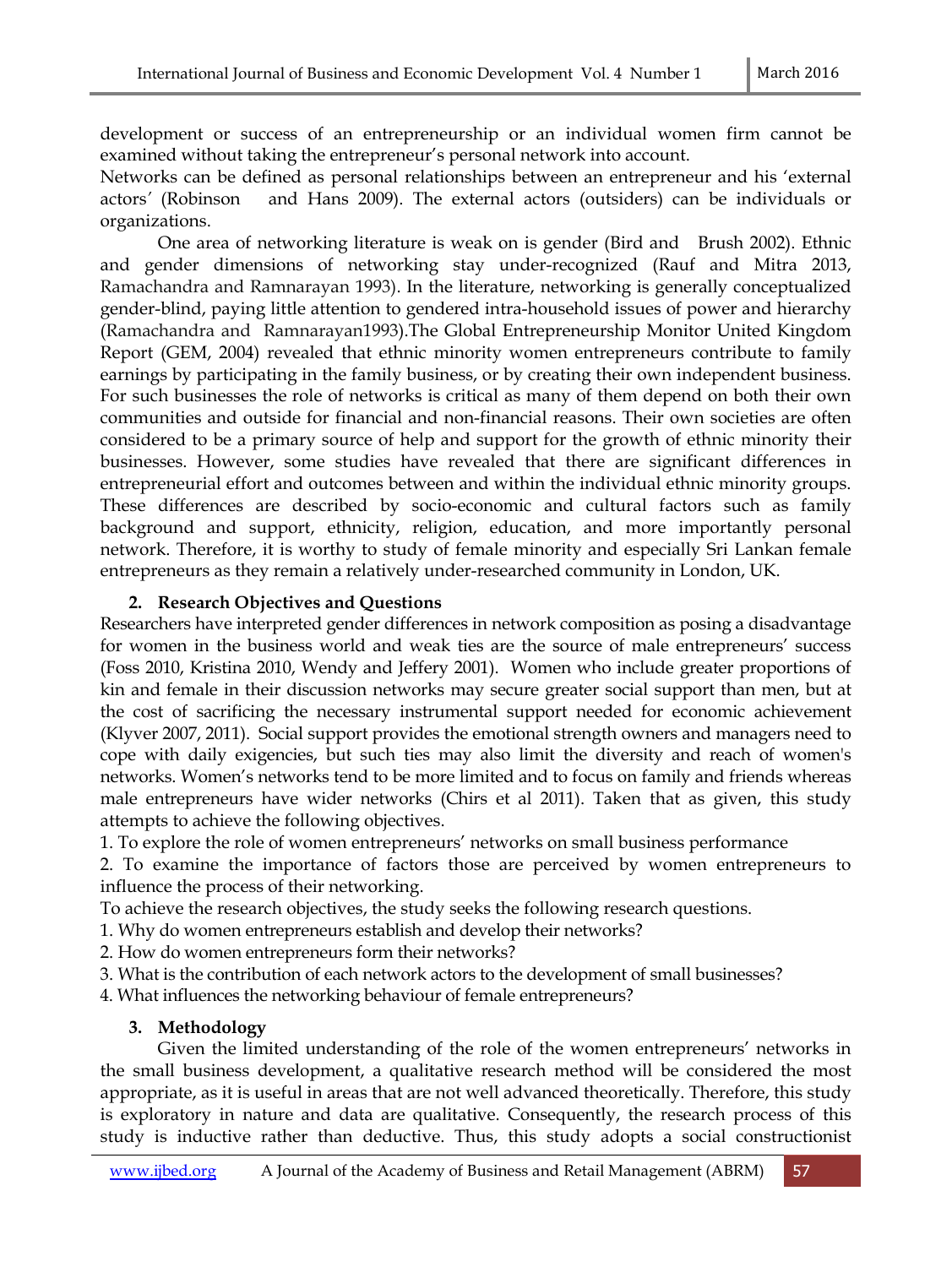development or success of an entrepreneurship or an individual women firm cannot be examined without taking the entrepreneur's personal network into account.
Networks can be defined as personal relationships between an entrepreneur and his 'external actors' (Robinson and Hans 2009). The external actors (outsiders) can be individuals or organizations.

One area of networking literature is weak on is gender (Bird and Brush 2002). Ethnic and gender dimensions of networking stay under-recognized (Rauf and Mitra 2013, Ramachandra and Ramnarayan 1993). In the literature, networking is generally conceptualized gender-blind, paying little attention to gendered intra-household issues of power and hierarchy (Ramachandra and Ramnarayan1993).The Global Entrepreneurship Monitor United Kingdom Report (GEM, 2004) revealed that ethnic minority women entrepreneurs contribute to family earnings by participating in the family business, or by creating their own independent business. For such businesses the role of networks is critical as many of them depend on both their own communities and outside for financial and non-financial reasons. Their own societies are often considered to be a primary source of help and support for the growth of ethnic minority their businesses. However, some studies have revealed that there are significant differences in entrepreneurial effort and outcomes between and within the individual ethnic minority groups. These differences are described by socio-economic and cultural factors such as family background and support, ethnicity, religion, education, and more importantly personal network. Therefore, it is worthy to study of female minority and especially Sri Lankan female entrepreneurs as they remain a relatively under-researched community in London, UK.

## 2. Research Objectives and Questions

Researchers have interpreted gender differences in network composition as posing a disadvantage for women in the business world and weak ties are the source of male entrepreneurs' success (Foss 2010, Kristina 2010, Wendy and Jeffery 2001). Women who include greater proportions of kin and female in their discussion networks may secure greater social support than men, but at the cost of sacrificing the necessary instrumental support needed for economic achievement (Klyver 2007, 2011). Social support provides the emotional strength owners and managers need to cope with daily exigencies, but such ties may also limit the diversity and reach of women's networks. Women's networks tend to be more limited and to focus on family and friends whereas male entrepreneurs have wider networks (Chirs et al 2011). Taken that as given, this study attempts to achieve the following objectives.

1. To explore the role of women entrepreneurs' networks on small business performance
2. To examine the importance of factors those are perceived by women entrepreneurs to influence the process of their networking.

To achieve the research objectives, the study seeks the following research questions.

1. Why do women entrepreneurs establish and develop their networks?
2. How do women entrepreneurs form their networks?
3. What is the contribution of each network actors to the development of small businesses?
4. What influences the networking behaviour of female entrepreneurs?

## 3. Methodology

Given the limited understanding of the role of the women entrepreneurs' networks in the small business development, a qualitative research method will be considered the most appropriate, as it is useful in areas that are not well advanced theoretically. Therefore, this study is exploratory in nature and data are qualitative. Consequently, the research process of this study is inductive rather than deductive. Thus, this study adopts a social constructionist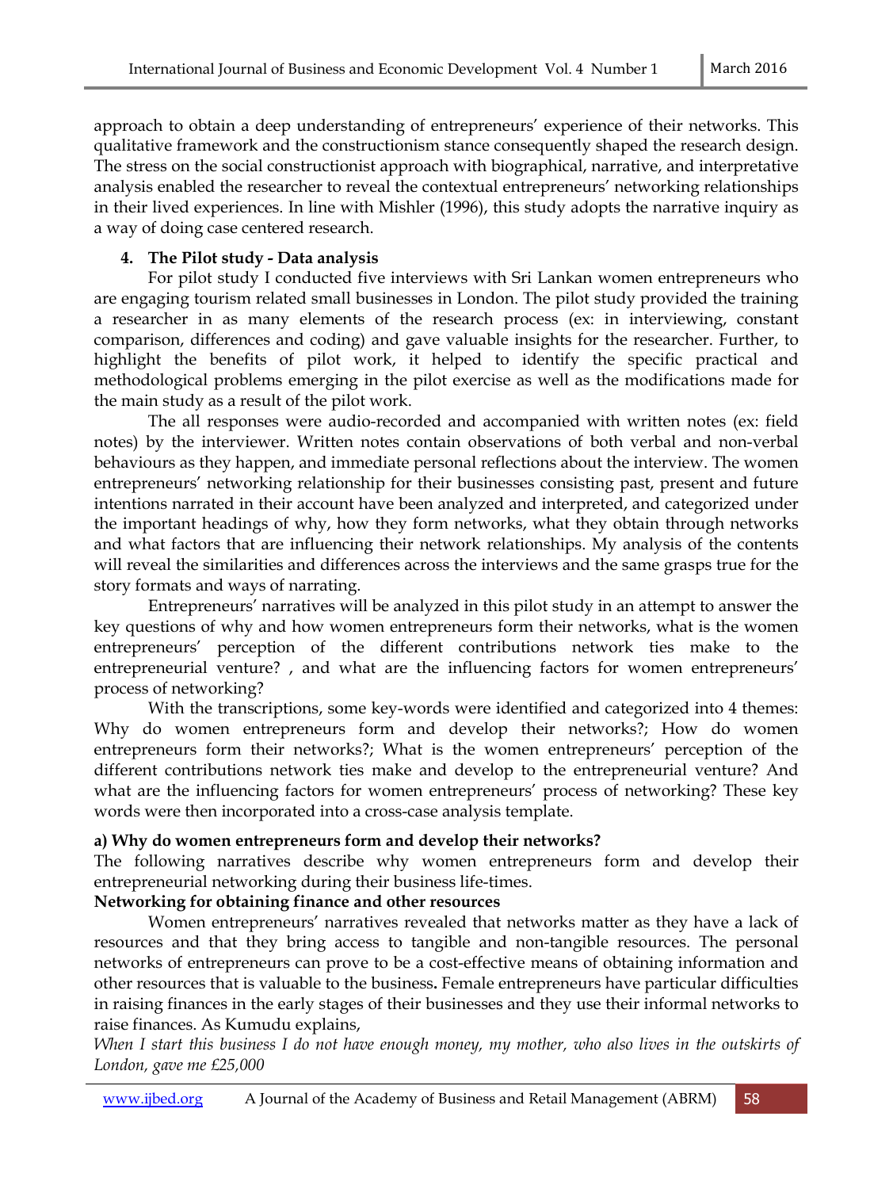approach to obtain a deep understanding of entrepreneurs' experience of their networks. This qualitative framework and the constructionism stance consequently shaped the research design. The stress on the social constructionist approach with biographical, narrative, and interpretative analysis enabled the researcher to reveal the contextual entrepreneurs' networking relationships in their lived experiences. In line with Mishler (1996), this study adopts the narrative inquiry as a way of doing case centered research.

## 4. The Pilot study - Data analysis

For pilot study I conducted five interviews with Sri Lankan women entrepreneurs who are engaging tourism related small businesses in London. The pilot study provided the training a researcher in as many elements of the research process (ex: in interviewing, constant comparison, differences and coding) and gave valuable insights for the researcher. Further, to highlight the benefits of pilot work, it helped to identify the specific practical and methodological problems emerging in the pilot exercise as well as the modifications made for the main study as a result of the pilot work.

The all responses were audio-recorded and accompanied with written notes (ex: field notes) by the interviewer. Written notes contain observations of both verbal and non-verbal behaviours as they happen, and immediate personal reflections about the interview. The women entrepreneurs' networking relationship for their businesses consisting past, present and future intentions narrated in their account have been analyzed and interpreted, and categorized under the important headings of why, how they form networks, what they obtain through networks and what factors that are influencing their network relationships. My analysis of the contents will reveal the similarities and differences across the interviews and the same grasps true for the story formats and ways of narrating.

Entrepreneurs' narratives will be analyzed in this pilot study in an attempt to answer the key questions of why and how women entrepreneurs form their networks, what is the women entrepreneurs' perception of the different contributions network ties make to the entrepreneurial venture? , and what are the influencing factors for women entrepreneurs' process of networking?

With the transcriptions, some key-words were identified and categorized into 4 themes: Why do women entrepreneurs form and develop their networks?; How do women entrepreneurs form their networks?; What is the women entrepreneurs' perception of the different contributions network ties make and develop to the entrepreneurial venture? And what are the influencing factors for women entrepreneurs' process of networking? These key words were then incorporated into a cross-case analysis template.

### a) Why do women entrepreneurs form and develop their networks?

The following narratives describe why women entrepreneurs form and develop their entrepreneurial networking during their business life-times.

**Networking for obtaining finance and other resources**

Women entrepreneurs' narratives revealed that networks matter as they have a lack of resources and that they bring access to tangible and non-tangible resources. The personal networks of entrepreneurs can prove to be a cost-effective means of obtaining information and other resources that is valuable to the business**.** Female entrepreneurs have particular difficulties in raising finances in the early stages of their businesses and they use their informal networks to raise finances. As Kumudu explains,

*When I start this business I do not have enough money, my mother, who also lives in the outskirts of London, gave me £25,000*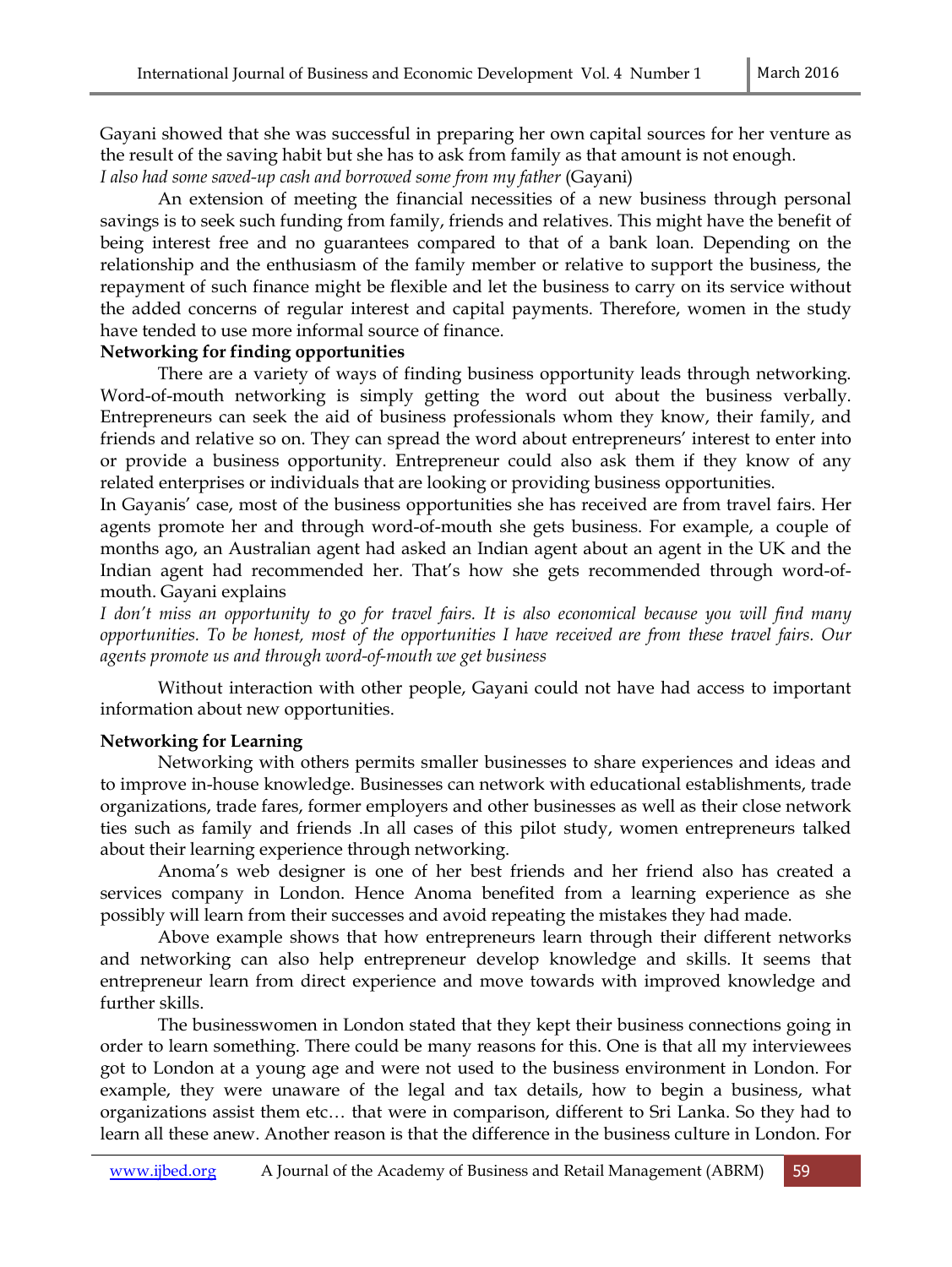Gayani showed that she was successful in preparing her own capital sources for her venture as the result of the saving habit but she has to ask from family as that amount is not enough.
*I also had some saved-up cash and borrowed some from my father* (Gayani)

An extension of meeting the financial necessities of a new business through personal savings is to seek such funding from family, friends and relatives. This might have the benefit of being interest free and no guarantees compared to that of a bank loan. Depending on the relationship and the enthusiasm of the family member or relative to support the business, the repayment of such finance might be flexible and let the business to carry on its service without the added concerns of regular interest and capital payments. Therefore, women in the study have tended to use more informal source of finance.

**Networking for finding opportunities**

There are a variety of ways of finding business opportunity leads through networking. Word-of-mouth networking is simply getting the word out about the business verbally. Entrepreneurs can seek the aid of business professionals whom they know, their family, and friends and relative so on. They can spread the word about entrepreneurs' interest to enter into or provide a business opportunity. Entrepreneur could also ask them if they know of any related enterprises or individuals that are looking or providing business opportunities.

In Gayanis' case, most of the business opportunities she has received are from travel fairs. Her agents promote her and through word-of-mouth she gets business. For example, a couple of months ago, an Australian agent had asked an Indian agent about an agent in the UK and the Indian agent had recommended her. That's how she gets recommended through word-of-mouth. Gayani explains

*I don't miss an opportunity to go for travel fairs. It is also economical because you will find many opportunities. To be honest, most of the opportunities I have received are from these travel fairs. Our agents promote us and through word-of-mouth we get business*

Without interaction with other people, Gayani could not have had access to important information about new opportunities.

**Networking for Learning**

Networking with others permits smaller businesses to share experiences and ideas and to improve in-house knowledge. Businesses can network with educational establishments, trade organizations, trade fares, former employers and other businesses as well as their close network ties such as family and friends .In all cases of this pilot study, women entrepreneurs talked about their learning experience through networking.

Anoma's web designer is one of her best friends and her friend also has created a services company in London. Hence Anoma benefited from a learning experience as she possibly will learn from their successes and avoid repeating the mistakes they had made.

Above example shows that how entrepreneurs learn through their different networks and networking can also help entrepreneur develop knowledge and skills. It seems that entrepreneur learn from direct experience and move towards with improved knowledge and further skills.

The businesswomen in London stated that they kept their business connections going in order to learn something. There could be many reasons for this. One is that all my interviewees got to London at a young age and were not used to the business environment in London. For example, they were unaware of the legal and tax details, how to begin a business, what organizations assist them etc… that were in comparison, different to Sri Lanka. So they had to learn all these anew. Another reason is that the difference in the business culture in London. For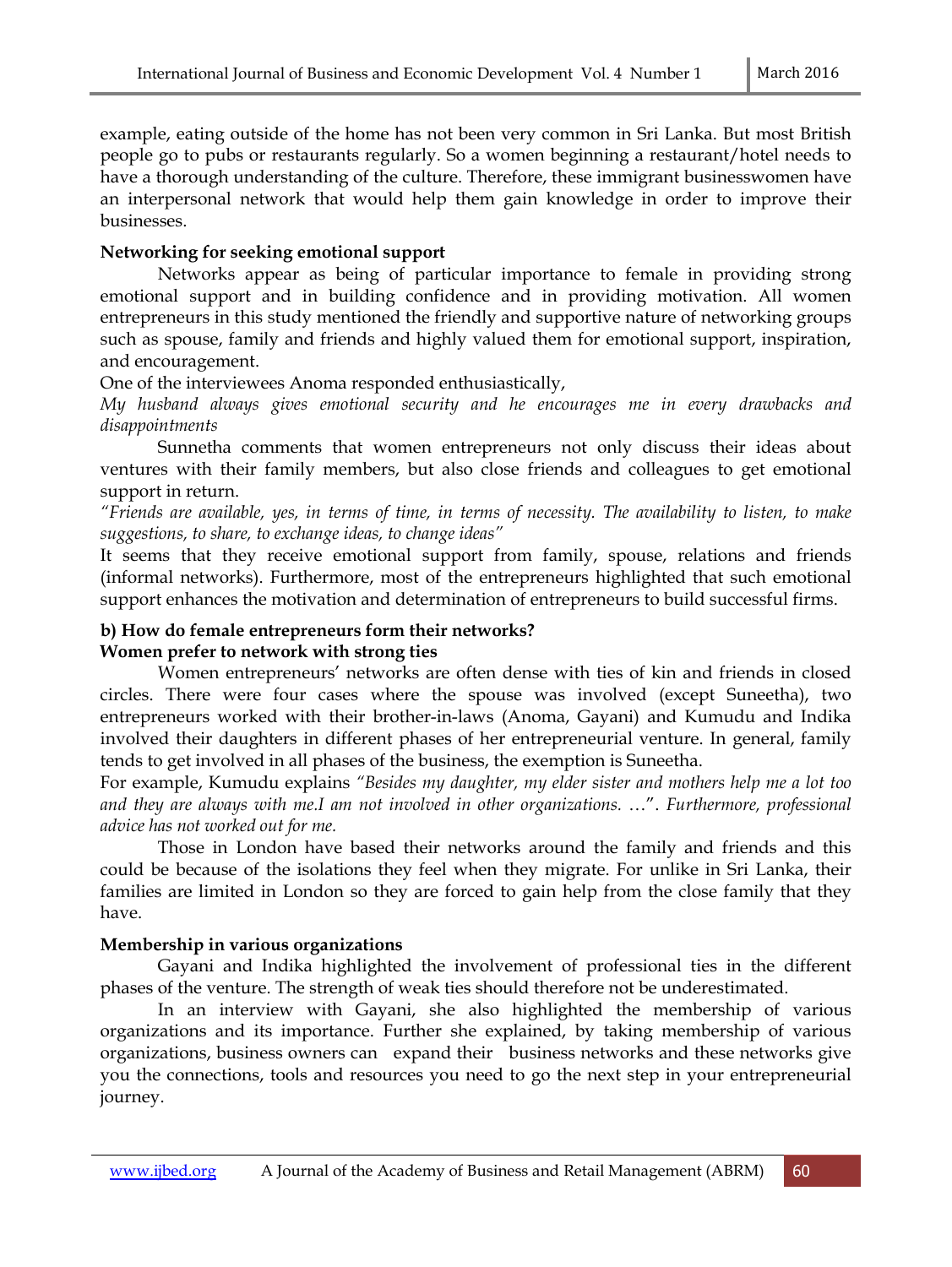example, eating outside of the home has not been very common in Sri Lanka. But most British people go to pubs or restaurants regularly. So a women beginning a restaurant/hotel needs to have a thorough understanding of the culture. Therefore, these immigrant businesswomen have an interpersonal network that would help them gain knowledge in order to improve their businesses.

**Networking for seeking emotional support**

Networks appear as being of particular importance to female in providing strong emotional support and in building confidence and in providing motivation. All women entrepreneurs in this study mentioned the friendly and supportive nature of networking groups such as spouse, family and friends and highly valued them for emotional support, inspiration, and encouragement.

One of the interviewees Anoma responded enthusiastically,

*My husband always gives emotional security and he encourages me in every drawbacks and disappointments*

Sunnetha comments that women entrepreneurs not only discuss their ideas about ventures with their family members, but also close friends and colleagues to get emotional support in return.

*"Friends are available, yes, in terms of time, in terms of necessity. The availability to listen, to make suggestions, to share, to exchange ideas, to change ideas"*

It seems that they receive emotional support from family, spouse, relations and friends (informal networks). Furthermore, most of the entrepreneurs highlighted that such emotional support enhances the motivation and determination of entrepreneurs to build successful firms.

**b) How do female entrepreneurs form their networks?**

**Women prefer to network with strong ties**

Women entrepreneurs' networks are often dense with ties of kin and friends in closed circles. There were four cases where the spouse was involved (except Suneetha), two entrepreneurs worked with their brother-in-laws (Anoma, Gayani) and Kumudu and Indika involved their daughters in different phases of her entrepreneurial venture. In general, family tends to get involved in all phases of the business, the exemption is Suneetha.

For example, Kumudu explains *"Besides my daughter, my elder sister and mothers help me a lot too and they are always with me.I am not involved in other organizations. …". Furthermore, professional advice has not worked out for me.*

Those in London have based their networks around the family and friends and this could be because of the isolations they feel when they migrate. For unlike in Sri Lanka, their families are limited in London so they are forced to gain help from the close family that they have.

**Membership in various organizations**

Gayani and Indika highlighted the involvement of professional ties in the different phases of the venture. The strength of weak ties should therefore not be underestimated.

In an interview with Gayani, she also highlighted the membership of various organizations and its importance. Further she explained, by taking membership of various organizations, business owners can expand their business networks and these networks give you the connections, tools and resources you need to go the next step in your entrepreneurial journey.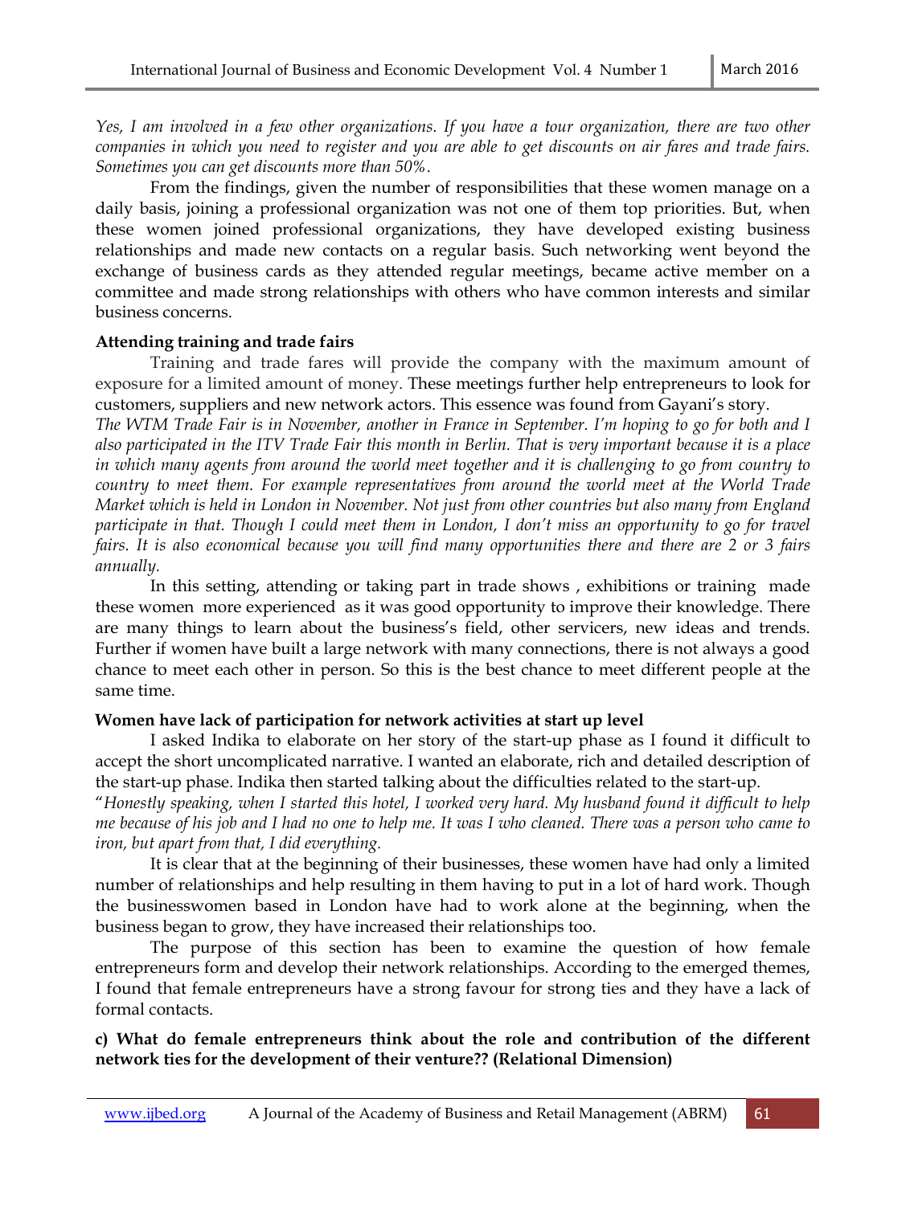*Yes, I am involved in a few other organizations. If you have a tour organization, there are two other companies in which you need to register and you are able to get discounts on air fares and trade fairs. Sometimes you can get discounts more than 50%.*

From the findings, given the number of responsibilities that these women manage on a daily basis, joining a professional organization was not one of them top priorities. But, when these women joined professional organizations, they have developed existing business relationships and made new contacts on a regular basis. Such networking went beyond the exchange of business cards as they attended regular meetings, became active member on a committee and made strong relationships with others who have common interests and similar business concerns.

**Attending training and trade fairs**

Training and trade fares will provide the company with the maximum amount of exposure for a limited amount of money. These meetings further help entrepreneurs to look for customers, suppliers and new network actors. This essence was found from Gayani's story.

*The WTM Trade Fair is in November, another in France in September. I'm hoping to go for both and I also participated in the ITV Trade Fair this month in Berlin. That is very important because it is a place in which many agents from around the world meet together and it is challenging to go from country to country to meet them. For example representatives from around the world meet at the World Trade Market which is held in London in November. Not just from other countries but also many from England participate in that. Though I could meet them in London, I don't miss an opportunity to go for travel fairs. It is also economical because you will find many opportunities there and there are 2 or 3 fairs annually.*

In this setting, attending or taking part in trade shows , exhibitions or training made these women more experienced as it was good opportunity to improve their knowledge. There are many things to learn about the business's field, other servicers, new ideas and trends. Further if women have built a large network with many connections, there is not always a good chance to meet each other in person. So this is the best chance to meet different people at the same time.

**Women have lack of participation for network activities at start up level**

I asked Indika to elaborate on her story of the start-up phase as I found it difficult to accept the short uncomplicated narrative. I wanted an elaborate, rich and detailed description of the start-up phase. Indika then started talking about the difficulties related to the start-up.

"*Honestly speaking, when I started this hotel, I worked very hard. My husband found it difficult to help me because of his job and I had no one to help me. It was I who cleaned. There was a person who came to iron, but apart from that, I did everything.*

It is clear that at the beginning of their businesses, these women have had only a limited number of relationships and help resulting in them having to put in a lot of hard work. Though the businesswomen based in London have had to work alone at the beginning, when the business began to grow, they have increased their relationships too.

The purpose of this section has been to examine the question of how female entrepreneurs form and develop their network relationships. According to the emerged themes, I found that female entrepreneurs have a strong favour for strong ties and they have a lack of formal contacts.

**c) What do female entrepreneurs think about the role and contribution of the different network ties for the development of their venture?? (Relational Dimension)**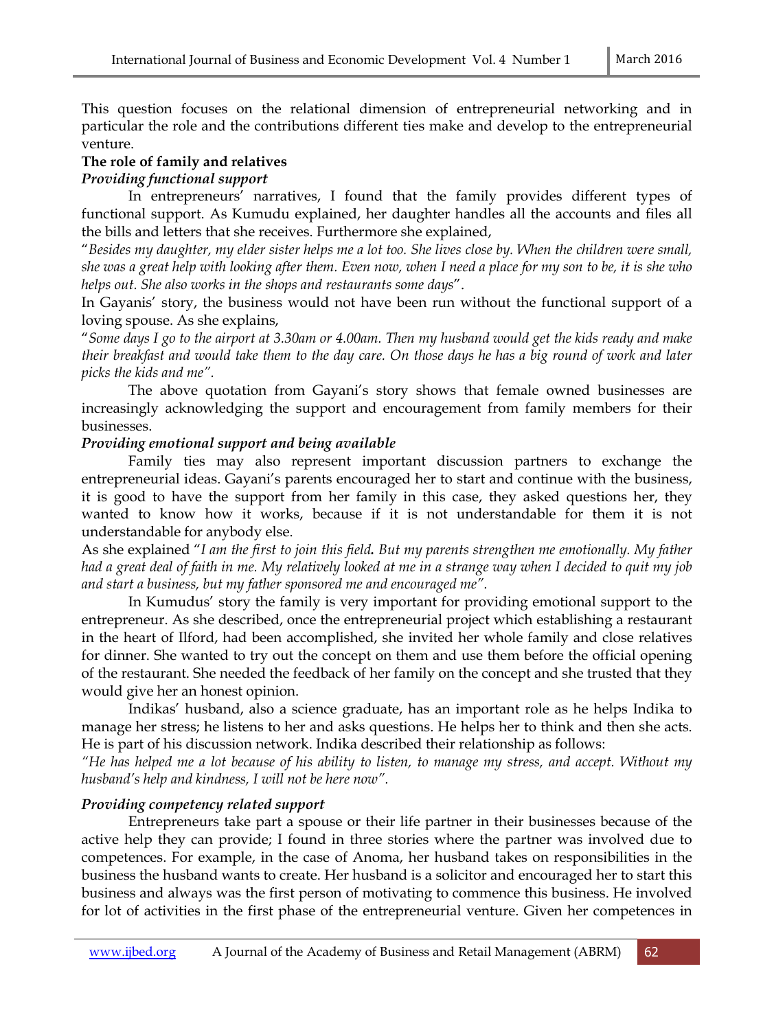This question focuses on the relational dimension of entrepreneurial networking and in particular the role and the contributions different ties make and develop to the entrepreneurial venture.

**The role of family and relatives**

***Providing functional support***

In entrepreneurs' narratives, I found that the family provides different types of functional support. As Kumudu explained, her daughter handles all the accounts and files all the bills and letters that she receives. Furthermore she explained,

"*Besides my daughter, my elder sister helps me a lot too. She lives close by. When the children were small, she was a great help with looking after them. Even now, when I need a place for my son to be, it is she who helps out. She also works in the shops and restaurants some days*".

In Gayanis' story, the business would not have been run without the functional support of a loving spouse. As she explains,

"*Some days I go to the airport at 3.30am or 4.00am. Then my husband would get the kids ready and make their breakfast and would take them to the day care. On those days he has a big round of work and later picks the kids and me*".

The above quotation from Gayani's story shows that female owned businesses are increasingly acknowledging the support and encouragement from family members for their businesses.

***Providing emotional support and being available***

Family ties may also represent important discussion partners to exchange the entrepreneurial ideas. Gayani's parents encouraged her to start and continue with the business, it is good to have the support from her family in this case, they asked questions her, they wanted to know how it works, because if it is not understandable for them it is not understandable for anybody else.

As she explained "*I am the first to join this field. But my parents strengthen me emotionally. My father had a great deal of faith in me. My relatively looked at me in a strange way when I decided to quit my job and start a business, but my father sponsored me and encouraged me"*.

In Kumudus' story the family is very important for providing emotional support to the entrepreneur. As she described, once the entrepreneurial project which establishing a restaurant in the heart of Ilford, had been accomplished, she invited her whole family and close relatives for dinner. She wanted to try out the concept on them and use them before the official opening of the restaurant. She needed the feedback of her family on the concept and she trusted that they would give her an honest opinion.

Indikas' husband, also a science graduate, has an important role as he helps Indika to manage her stress; he listens to her and asks questions. He helps her to think and then she acts. He is part of his discussion network. Indika described their relationship as follows:

*"He has helped me a lot because of his ability to listen, to manage my stress, and accept. Without my husband's help and kindness, I will not be here now"*.

***Providing competency related support***

Entrepreneurs take part a spouse or their life partner in their businesses because of the active help they can provide; I found in three stories where the partner was involved due to competences. For example, in the case of Anoma, her husband takes on responsibilities in the business the husband wants to create. Her husband is a solicitor and encouraged her to start this business and always was the first person of motivating to commence this business. He involved for lot of activities in the first phase of the entrepreneurial venture. Given her competences in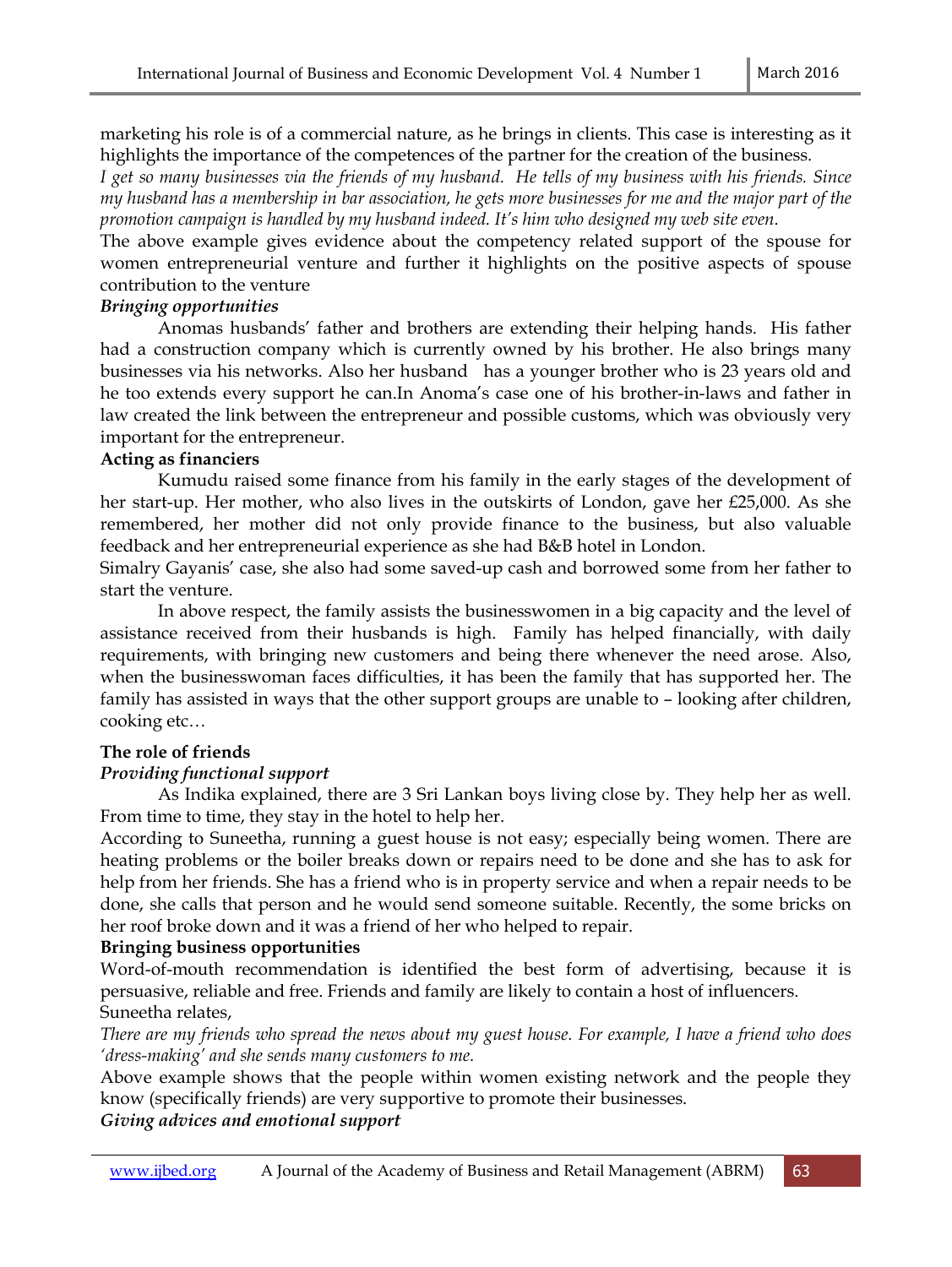marketing his role is of a commercial nature, as he brings in clients. This case is interesting as it highlights the importance of the competences of the partner for the creation of the business.

*I get so many businesses via the friends of my husband. He tells of my business with his friends. Since my husband has a membership in bar association, he gets more businesses for me and the major part of the promotion campaign is handled by my husband indeed. It's him who designed my web site even.*

The above example gives evidence about the competency related support of the spouse for women entrepreneurial venture and further it highlights on the positive aspects of spouse contribution to the venture

***Bringing opportunities***

Anomas husbands' father and brothers are extending their helping hands. His father had a construction company which is currently owned by his brother. He also brings many businesses via his networks. Also her husband has a younger brother who is 23 years old and he too extends every support he can.In Anoma's case one of his brother-in-laws and father in law created the link between the entrepreneur and possible customs, which was obviously very important for the entrepreneur.

**Acting as financiers**

Kumudu raised some finance from his family in the early stages of the development of her start-up. Her mother, who also lives in the outskirts of London, gave her £25,000. As she remembered, her mother did not only provide finance to the business, but also valuable feedback and her entrepreneurial experience as she had B&B hotel in London.

Simalry Gayanis' case, she also had some saved-up cash and borrowed some from her father to start the venture.

In above respect, the family assists the businesswomen in a big capacity and the level of assistance received from their husbands is high. Family has helped financially, with daily requirements, with bringing new customers and being there whenever the need arose. Also, when the businesswoman faces difficulties, it has been the family that has supported her. The family has assisted in ways that the other support groups are unable to – looking after children, cooking etc…

**The role of friends**

***Providing functional support***

As Indika explained, there are 3 Sri Lankan boys living close by. They help her as well. From time to time, they stay in the hotel to help her.

According to Suneetha, running a guest house is not easy; especially being women. There are heating problems or the boiler breaks down or repairs need to be done and she has to ask for help from her friends. She has a friend who is in property service and when a repair needs to be done, she calls that person and he would send someone suitable. Recently, the some bricks on her roof broke down and it was a friend of her who helped to repair.

**Bringing business opportunities**

Word-of-mouth recommendation is identified the best form of advertising, because it is persuasive, reliable and free. Friends and family are likely to contain a host of influencers.

Suneetha relates,

*There are my friends who spread the news about my guest house. For example, I have a friend who does 'dress-making' and she sends many customers to me.*

Above example shows that the people within women existing network and the people they know (specifically friends) are very supportive to promote their businesses.

***Giving advices and emotional support***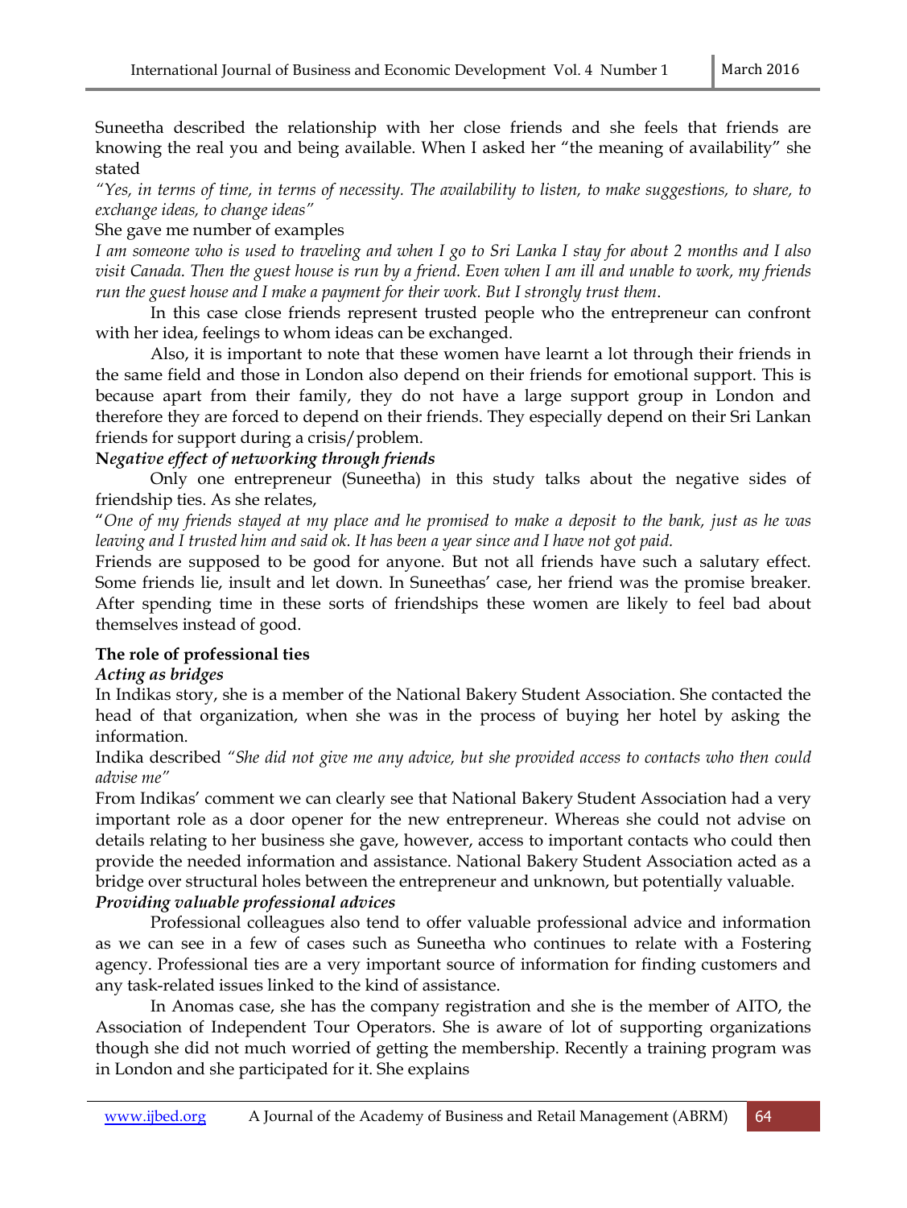Suneetha described the relationship with her close friends and she feels that friends are knowing the real you and being available. When I asked her "the meaning of availability" she stated

*"Yes, in terms of time, in terms of necessity. The availability to listen, to make suggestions, to share, to exchange ideas, to change ideas"*

She gave me number of examples

*I am someone who is used to traveling and when I go to Sri Lanka I stay for about 2 months and I also visit Canada. Then the guest house is run by a friend. Even when I am ill and unable to work, my friends run the guest house and I make a payment for their work. But I strongly trust them.*

In this case close friends represent trusted people who the entrepreneur can confront with her idea, feelings to whom ideas can be exchanged.

Also, it is important to note that these women have learnt a lot through their friends in the same field and those in London also depend on their friends for emotional support. This is because apart from their family, they do not have a large support group in London and therefore they are forced to depend on their friends. They especially depend on their Sri Lankan friends for support during a crisis/problem.

***Negative effect of networking through friends***

Only one entrepreneur (Suneetha) in this study talks about the negative sides of friendship ties. As she relates,

"*One of my friends stayed at my place and he promised to make a deposit to the bank, just as he was leaving and I trusted him and said ok. It has been a year since and I have not got paid.*

Friends are supposed to be good for anyone. But not all friends have such a salutary effect. Some friends lie, insult and let down. In Suneethas' case, her friend was the promise breaker. After spending time in these sorts of friendships these women are likely to feel bad about themselves instead of good.

**The role of professional ties**

***Acting as bridges***

In Indikas story, she is a member of the National Bakery Student Association. She contacted the head of that organization, when she was in the process of buying her hotel by asking the information.

Indika described *"She did not give me any advice, but she provided access to contacts who then could advise me"*

From Indikas' comment we can clearly see that National Bakery Student Association had a very important role as a door opener for the new entrepreneur. Whereas she could not advise on details relating to her business she gave, however, access to important contacts who could then provide the needed information and assistance. National Bakery Student Association acted as a bridge over structural holes between the entrepreneur and unknown, but potentially valuable.

***Providing valuable professional advices***

Professional colleagues also tend to offer valuable professional advice and information as we can see in a few of cases such as Suneetha who continues to relate with a Fostering agency. Professional ties are a very important source of information for finding customers and any task-related issues linked to the kind of assistance.

In Anomas case, she has the company registration and she is the member of AITO, the Association of Independent Tour Operators. She is aware of lot of supporting organizations though she did not much worried of getting the membership. Recently a training program was in London and she participated for it. She explains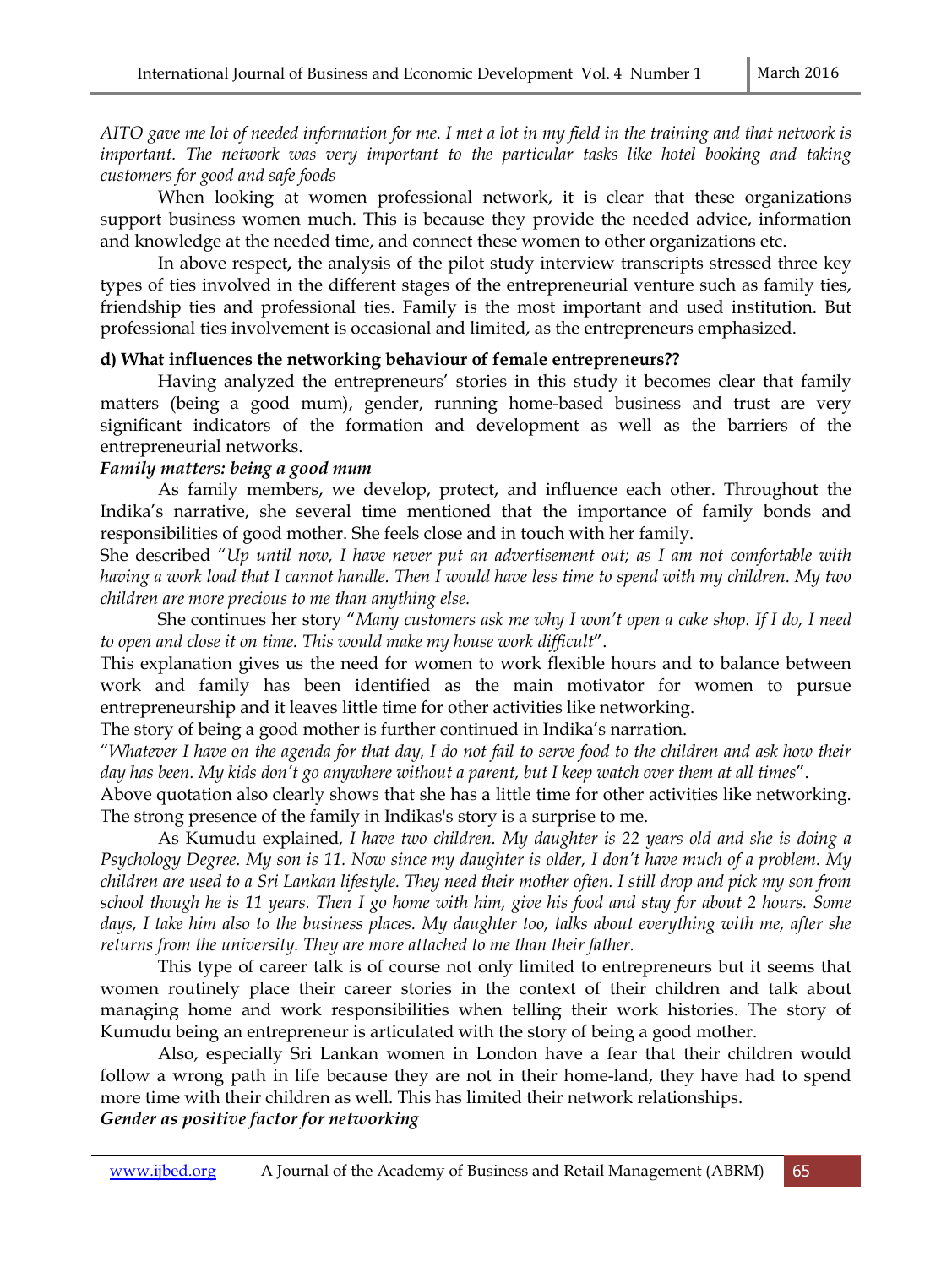*AITO gave me lot of needed information for me. I met a lot in my field in the training and that network is important. The network was very important to the particular tasks like hotel booking and taking customers for good and safe foods*

When looking at women professional network, it is clear that these organizations support business women much. This is because they provide the needed advice, information and knowledge at the needed time, and connect these women to other organizations etc.

In above respect**,** the analysis of the pilot study interview transcripts stressed three key types of ties involved in the different stages of the entrepreneurial venture such as family ties, friendship ties and professional ties. Family is the most important and used institution. But professional ties involvement is occasional and limited, as the entrepreneurs emphasized.

**d) What influences the networking behaviour of female entrepreneurs??**

Having analyzed the entrepreneurs' stories in this study it becomes clear that family matters (being a good mum), gender, running home-based business and trust are very significant indicators of the formation and development as well as the barriers of the entrepreneurial networks.

***Family matters: being a good mum***

As family members, we develop, protect, and influence each other. Throughout the Indika's narrative, she several time mentioned that the importance of family bonds and responsibilities of good mother. She feels close and in touch with her family.

She described "*Up until now, I have never put an advertisement out; as I am not comfortable with having a work load that I cannot handle. Then I would have less time to spend with my children. My two children are more precious to me than anything else.*

She continues her story "*Many customers ask me why I won't open a cake shop. If I do, I need to open and close it on time. This would make my house work difficult*".

This explanation gives us the need for women to work flexible hours and to balance between work and family has been identified as the main motivator for women to pursue entrepreneurship and it leaves little time for other activities like networking.

The story of being a good mother is further continued in Indika's narration.

"*Whatever I have on the agenda for that day, I do not fail to serve food to the children and ask how their day has been. My kids don't go anywhere without a parent, but I keep watch over them at all times*".

Above quotation also clearly shows that she has a little time for other activities like networking. The strong presence of the family in Indikas's story is a surprise to me.

As Kumudu explained*, I have two children. My daughter is 22 years old and she is doing a Psychology Degree. My son is 11. Now since my daughter is older, I don't have much of a problem. My children are used to a Sri Lankan lifestyle. They need their mother often. I still drop and pick my son from school though he is 11 years. Then I go home with him, give his food and stay for about 2 hours. Some days, I take him also to the business places. My daughter too, talks about everything with me, after she returns from the university. They are more attached to me than their father.*

This type of career talk is of course not only limited to entrepreneurs but it seems that women routinely place their career stories in the context of their children and talk about managing home and work responsibilities when telling their work histories. The story of Kumudu being an entrepreneur is articulated with the story of being a good mother.

Also, especially Sri Lankan women in London have a fear that their children would follow a wrong path in life because they are not in their home-land, they have had to spend more time with their children as well. This has limited their network relationships.

***Gender as positive factor for networking***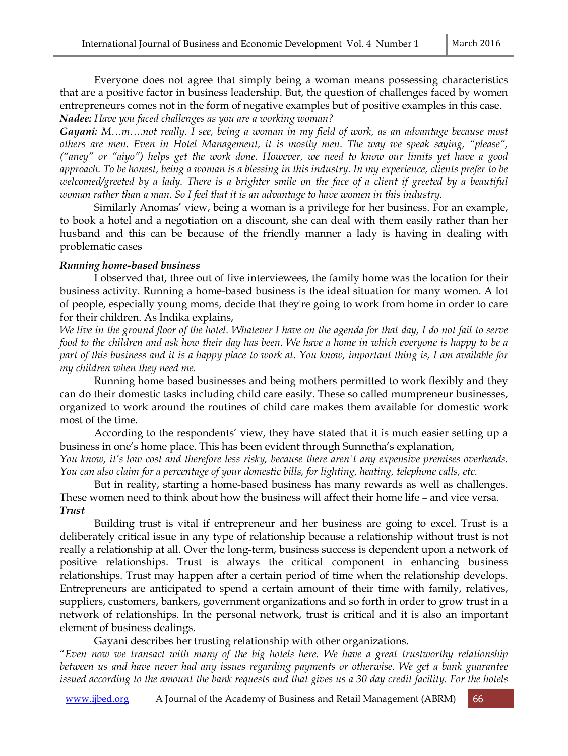Everyone does not agree that simply being a woman means possessing characteristics that are a positive factor in business leadership. But, the question of challenges faced by women entrepreneurs comes not in the form of negative examples but of positive examples in this case.

***Nadee:*** *Have you faced challenges as you are a working woman?*

***Gayani:*** *M…m….not really. I see, being a woman in my field of work, as an advantage because most others are men. Even in Hotel Management, it is mostly men. The way we speak saying, "please", ("aney" or "aiyo") helps get the work done. However, we need to know our limits yet have a good approach. To be honest, being a woman is a blessing in this industry. In my experience, clients prefer to be welcomed/greeted by a lady. There is a brighter smile on the face of a client if greeted by a beautiful woman rather than a man. So I feel that it is an advantage to have women in this industry.*

Similarly Anomas' view, being a woman is a privilege for her business. For an example, to book a hotel and a negotiation on a discount, she can deal with them easily rather than her husband and this can be because of the friendly manner a lady is having in dealing with problematic cases

***Running home-based business***

I observed that, three out of five interviewees, the family home was the location for their business activity. Running a home-based business is the ideal situation for many women. A lot of people, especially young moms, decide that they're going to work from home in order to care for their children. As Indika explains,

*We live in the ground floor of the hotel. Whatever I have on the agenda for that day, I do not fail to serve food to the children and ask how their day has been. We have a home in which everyone is happy to be a part of this business and it is a happy place to work at. You know, important thing is, I am available for my children when they need me.*

Running home based businesses and being mothers permitted to work flexibly and they can do their domestic tasks including child care easily. These so called mumpreneur businesses, organized to work around the routines of child care makes them available for domestic work most of the time.

According to the respondents' view, they have stated that it is much easier setting up a business in one's home place. This has been evident through Sunnetha's explanation,

*You know, it's low cost and therefore less risky, because there aren't any expensive premises overheads. You can also claim for a percentage of your domestic bills, for lighting, heating, telephone calls, etc.*

But in reality, starting a home-based business has many rewards as well as challenges. These women need to think about how the business will affect their home life – and vice versa.

***Trust***

Building trust is vital if entrepreneur and her business are going to excel. Trust is a deliberately critical issue in any type of relationship because a relationship without trust is not really a relationship at all. Over the long-term, business success is dependent upon a network of positive relationships. Trust is always the critical component in enhancing business relationships. Trust may happen after a certain period of time when the relationship develops. Entrepreneurs are anticipated to spend a certain amount of their time with family, relatives, suppliers, customers, bankers, government organizations and so forth in order to grow trust in a network of relationships. In the personal network, trust is critical and it is also an important element of business dealings.

Gayani describes her trusting relationship with other organizations.

"*Even now we transact with many of the big hotels here. We have a great trustworthy relationship between us and have never had any issues regarding payments or otherwise. We get a bank guarantee issued according to the amount the bank requests and that gives us a 30 day credit facility. For the hotels*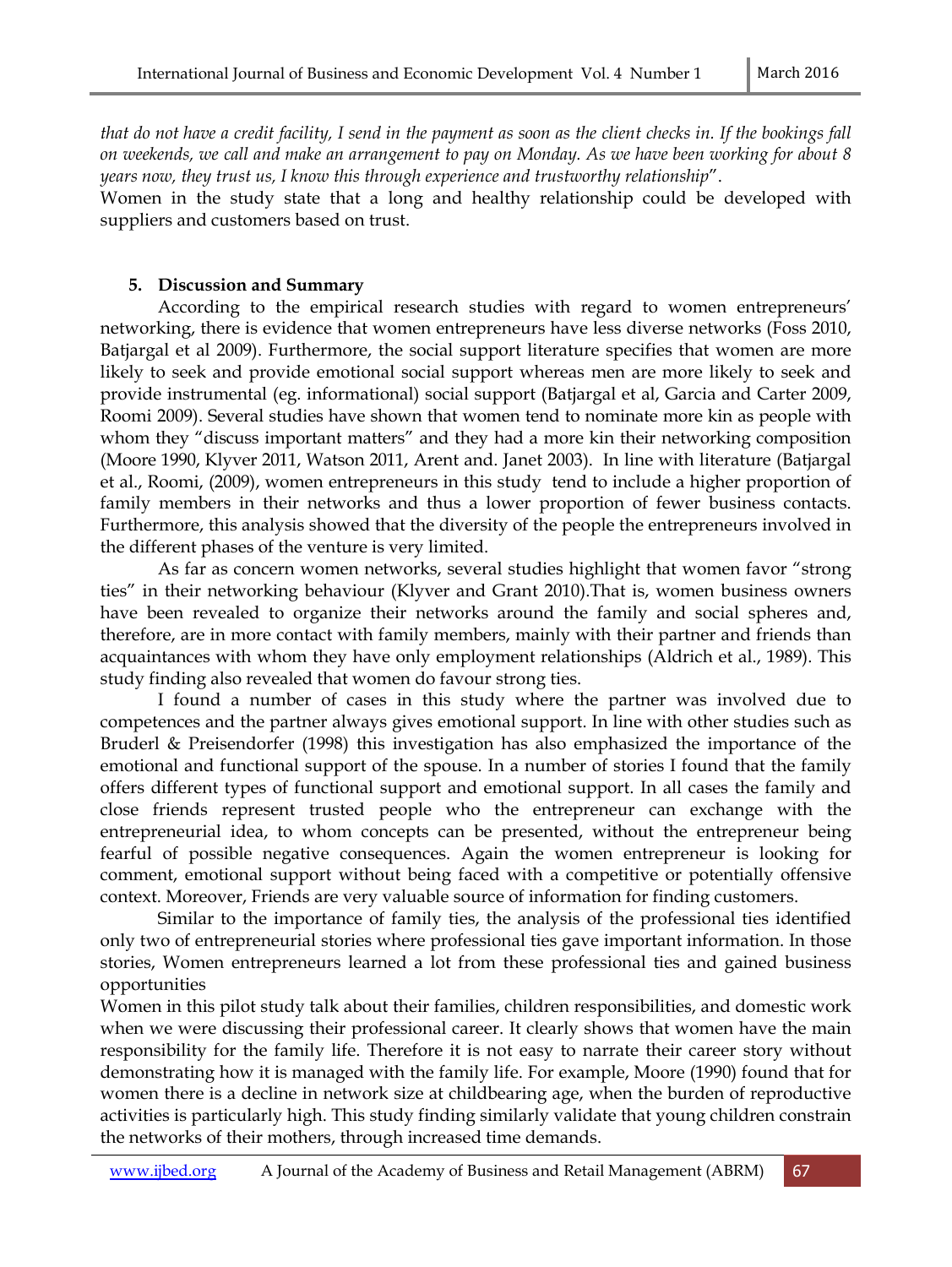*that do not have a credit facility, I send in the payment as soon as the client checks in. If the bookings fall on weekends, we call and make an arrangement to pay on Monday. As we have been working for about 8 years now, they trust us, I know this through experience and trustworthy relationship*".

Women in the study state that a long and healthy relationship could be developed with suppliers and customers based on trust.

## 5. Discussion and Summary

According to the empirical research studies with regard to women entrepreneurs' networking, there is evidence that women entrepreneurs have less diverse networks (Foss 2010, Batjargal et al 2009). Furthermore, the social support literature specifies that women are more likely to seek and provide emotional social support whereas men are more likely to seek and provide instrumental (eg. informational) social support (Batjargal et al, Garcia and Carter 2009, Roomi 2009). Several studies have shown that women tend to nominate more kin as people with whom they "discuss important matters" and they had a more kin their networking composition (Moore 1990, Klyver 2011, Watson 2011, Arent and. Janet 2003). In line with literature (Batjargal et al., Roomi, (2009), women entrepreneurs in this study tend to include a higher proportion of family members in their networks and thus a lower proportion of fewer business contacts. Furthermore, this analysis showed that the diversity of the people the entrepreneurs involved in the different phases of the venture is very limited.

As far as concern women networks, several studies highlight that women favor "strong ties" in their networking behaviour (Klyver and Grant 2010).That is, women business owners have been revealed to organize their networks around the family and social spheres and, therefore, are in more contact with family members, mainly with their partner and friends than acquaintances with whom they have only employment relationships (Aldrich et al., 1989). This study finding also revealed that women do favour strong ties.

I found a number of cases in this study where the partner was involved due to competences and the partner always gives emotional support. In line with other studies such as Bruderl & Preisendorfer (1998) this investigation has also emphasized the importance of the emotional and functional support of the spouse. In a number of stories I found that the family offers different types of functional support and emotional support. In all cases the family and close friends represent trusted people who the entrepreneur can exchange with the entrepreneurial idea, to whom concepts can be presented, without the entrepreneur being fearful of possible negative consequences. Again the women entrepreneur is looking for comment, emotional support without being faced with a competitive or potentially offensive context. Moreover, Friends are very valuable source of information for finding customers.

Similar to the importance of family ties, the analysis of the professional ties identified only two of entrepreneurial stories where professional ties gave important information. In those stories, Women entrepreneurs learned a lot from these professional ties and gained business opportunities

Women in this pilot study talk about their families, children responsibilities, and domestic work when we were discussing their professional career. It clearly shows that women have the main responsibility for the family life. Therefore it is not easy to narrate their career story without demonstrating how it is managed with the family life. For example, Moore (1990) found that for women there is a decline in network size at childbearing age, when the burden of reproductive activities is particularly high. This study finding similarly validate that young children constrain the networks of their mothers, through increased time demands.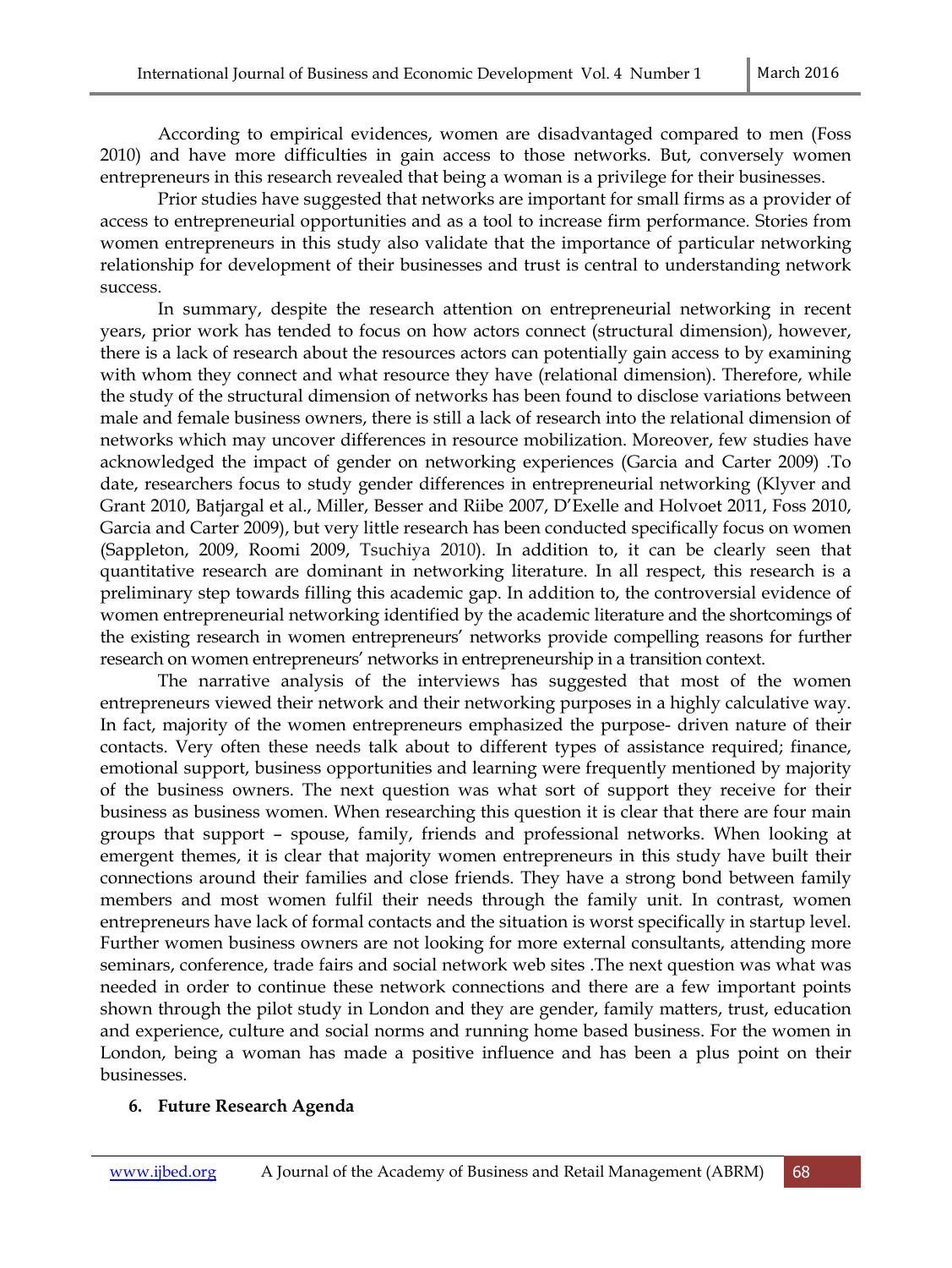According to empirical evidences, women are disadvantaged compared to men (Foss 2010) and have more difficulties in gain access to those networks. But, conversely women entrepreneurs in this research revealed that being a woman is a privilege for their businesses.

Prior studies have suggested that networks are important for small firms as a provider of access to entrepreneurial opportunities and as a tool to increase firm performance. Stories from women entrepreneurs in this study also validate that the importance of particular networking relationship for development of their businesses and trust is central to understanding network success.

In summary, despite the research attention on entrepreneurial networking in recent years, prior work has tended to focus on how actors connect (structural dimension), however, there is a lack of research about the resources actors can potentially gain access to by examining with whom they connect and what resource they have (relational dimension). Therefore, while the study of the structural dimension of networks has been found to disclose variations between male and female business owners, there is still a lack of research into the relational dimension of networks which may uncover differences in resource mobilization. Moreover, few studies have acknowledged the impact of gender on networking experiences (Garcia and Carter 2009) .To date, researchers focus to study gender differences in entrepreneurial networking (Klyver and Grant 2010, Batjargal et al., Miller, Besser and Riibe 2007, D'Exelle and Holvoet 2011, Foss 2010, Garcia and Carter 2009), but very little research has been conducted specifically focus on women (Sappleton, 2009, Roomi 2009, Tsuchiya 2010). In addition to, it can be clearly seen that quantitative research are dominant in networking literature. In all respect, this research is a preliminary step towards filling this academic gap. In addition to, the controversial evidence of women entrepreneurial networking identified by the academic literature and the shortcomings of the existing research in women entrepreneurs' networks provide compelling reasons for further research on women entrepreneurs' networks in entrepreneurship in a transition context.

The narrative analysis of the interviews has suggested that most of the women entrepreneurs viewed their network and their networking purposes in a highly calculative way. In fact, majority of the women entrepreneurs emphasized the purpose- driven nature of their contacts. Very often these needs talk about to different types of assistance required; finance, emotional support, business opportunities and learning were frequently mentioned by majority of the business owners. The next question was what sort of support they receive for their business as business women. When researching this question it is clear that there are four main groups that support – spouse, family, friends and professional networks. When looking at emergent themes, it is clear that majority women entrepreneurs in this study have built their connections around their families and close friends. They have a strong bond between family members and most women fulfil their needs through the family unit. In contrast, women entrepreneurs have lack of formal contacts and the situation is worst specifically in startup level. Further women business owners are not looking for more external consultants, attending more seminars, conference, trade fairs and social network web sites .The next question was what was needed in order to continue these network connections and there are a few important points shown through the pilot study in London and they are gender, family matters, trust, education and experience, culture and social norms and running home based business. For the women in London, being a woman has made a positive influence and has been a plus point on their businesses.

## 6. Future Research Agenda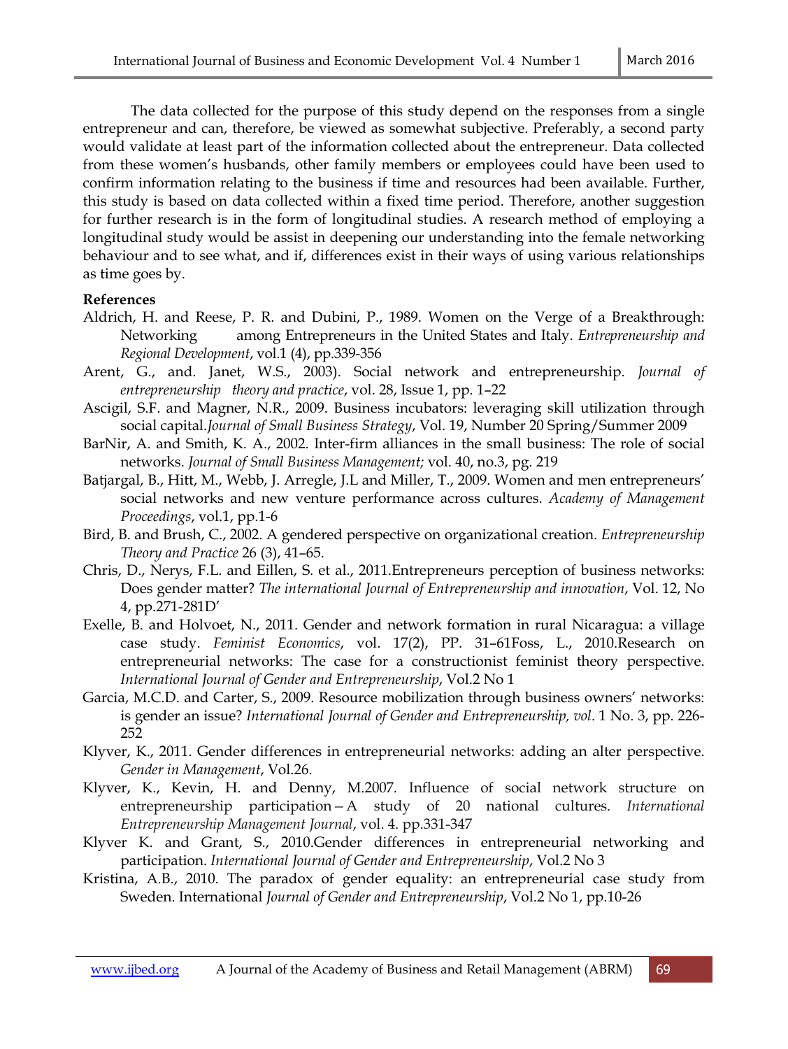The data collected for the purpose of this study depend on the responses from a single entrepreneur and can, therefore, be viewed as somewhat subjective. Preferably, a second party would validate at least part of the information collected about the entrepreneur. Data collected from these women's husbands, other family members or employees could have been used to confirm information relating to the business if time and resources had been available. Further, this study is based on data collected within a fixed time period. Therefore, another suggestion for further research is in the form of longitudinal studies. A research method of employing a longitudinal study would be assist in deepening our understanding into the female networking behaviour and to see what, and if, differences exist in their ways of using various relationships as time goes by.

**References**

Aldrich, H. and Reese, P. R. and Dubini, P., 1989. Women on the Verge of a Breakthrough: Networking among Entrepreneurs in the United States and Italy. *Entrepreneurship and Regional Development*, vol.1 (4), pp.339-356

Arent, G., and. Janet, W.S., 2003). Social network and entrepreneurship. *Journal of entrepreneurship theory and practice*, vol. 28, Issue 1, pp. 1–22

Ascigil, S.F. and Magner, N.R., 2009. Business incubators: leveraging skill utilization through social capital.*Journal of Small Business Strategy*, Vol. 19, Number 20 Spring/Summer 2009

BarNir, A. and Smith, K. A., 2002. Inter-firm alliances in the small business: The role of social networks. *Journal of Small Business Management;* vol. 40, no.3, pg. 219

Batjargal, B., Hitt, M., Webb, J. Arregle, J.L and Miller, T., 2009. Women and men entrepreneurs' social networks and new venture performance across cultures. *Academy of Management Proceedings*, vol.1, pp.1-6

Bird, B. and Brush, C., 2002. A gendered perspective on organizational creation. *Entrepreneurship Theory and Practice* 26 (3), 41–65.

Chris, D., Nerys, F.L. and Eillen, S. et al., 2011.Entrepreneurs perception of business networks: Does gender matter? *The international Journal of Entrepreneurship and innovation*, Vol. 12, No 4, pp.271-281D'

Exelle, B. and Holvoet, N., 2011. Gender and network formation in rural Nicaragua: a village case study. *Feminist Economics*, vol. 17(2), PP. 31–61Foss, L., 2010.Research on entrepreneurial networks: The case for a constructionist feminist theory perspective. *International Journal of Gender and Entrepreneurship*, Vol.2 No 1

Garcia, M.C.D. and Carter, S., 2009. Resource mobilization through business owners' networks: is gender an issue? *International Journal of Gender and Entrepreneurship, vol*. 1 No. 3, pp. 226-252

Klyver, K., 2011. Gender differences in entrepreneurial networks: adding an alter perspective. *Gender in Management*, Vol.26.

Klyver, K., Kevin, H. and Denny, M.2007. Influence of social network structure on entrepreneurship participation – A study of 20 national cultures. *International Entrepreneurship Management Journal*, vol. 4. pp.331-347

Klyver K. and Grant, S., 2010.Gender differences in entrepreneurial networking and participation. *International Journal of Gender and Entrepreneurship*, Vol.2 No 3

Kristina, A.B., 2010. The paradox of gender equality: an entrepreneurial case study from Sweden. International *Journal of Gender and Entrepreneurship*, Vol.2 No 1, pp.10-26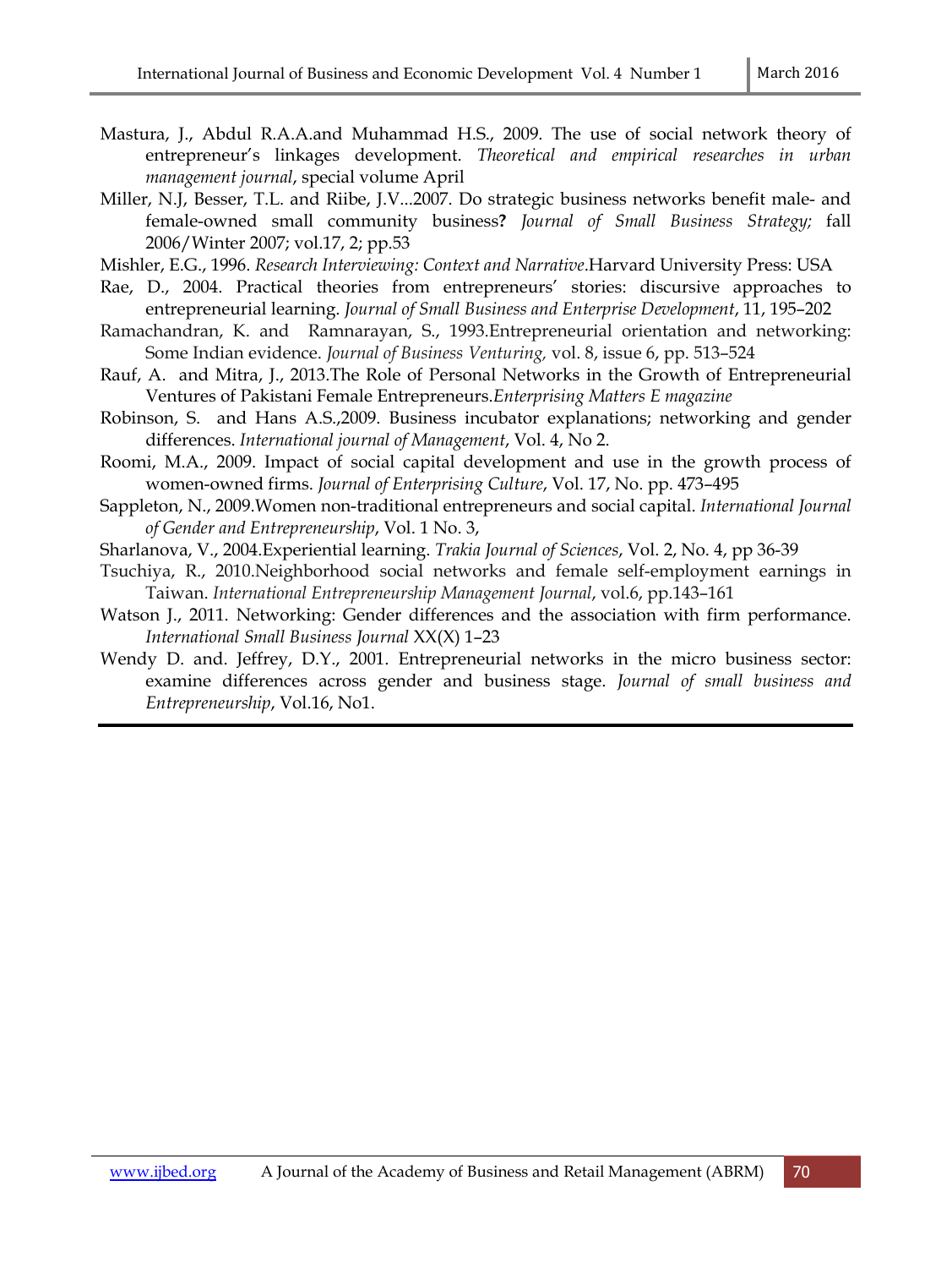Mastura, J., Abdul R.A.A.and Muhammad H.S., 2009. The use of social network theory of entrepreneur's linkages development. *Theoretical and empirical researches in urban management journal*, special volume April

Miller, N.J, Besser, T.L. and Riibe, J.V...2007. Do strategic business networks benefit male- and female-owned small community business**?** *Journal of Small Business Strategy;* fall 2006/Winter 2007; vol.17, 2; pp.53

Mishler, E.G., 1996. *Research Interviewing: Context and Narrative*.Harvard University Press: USA

Rae, D., 2004. Practical theories from entrepreneurs' stories: discursive approaches to entrepreneurial learning. *Journal of Small Business and Enterprise Development*, 11, 195–202

Ramachandran, K. and Ramnarayan, S., 1993.Entrepreneurial orientation and networking: Some Indian evidence. *Journal of Business Venturing,* vol. 8, issue 6, pp. 513–524

Rauf, A. and Mitra, J., 2013.The Role of Personal Networks in the Growth of Entrepreneurial Ventures of Pakistani Female Entrepreneurs.*Enterprising Matters E magazine*

Robinson, S. and Hans A.S.,2009. Business incubator explanations; networking and gender differences. *International journal of Management*, Vol. 4, No 2.

Roomi, M.A., 2009. Impact of social capital development and use in the growth process of women-owned firms. *Journal of Enterprising Culture*, Vol. 17, No. pp. 473–495

Sappleton, N., 2009.Women non-traditional entrepreneurs and social capital. *International Journal of Gender and Entrepreneurship*, Vol. 1 No. 3,

Sharlanova, V., 2004.Experiential learning. *Trakia Journal of Sciences*, Vol. 2, No. 4, pp 36-39

Tsuchiya, R., 2010.Neighborhood social networks and female self-employment earnings in Taiwan. *International Entrepreneurship Management Journal*, vol.6, pp.143–161

Watson J., 2011. Networking: Gender differences and the association with firm performance. *International Small Business Journal* XX(X) 1–23

Wendy D. and. Jeffrey, D.Y., 2001. Entrepreneurial networks in the micro business sector: examine differences across gender and business stage. *Journal of small business and Entrepreneurship*, Vol.16, No1.